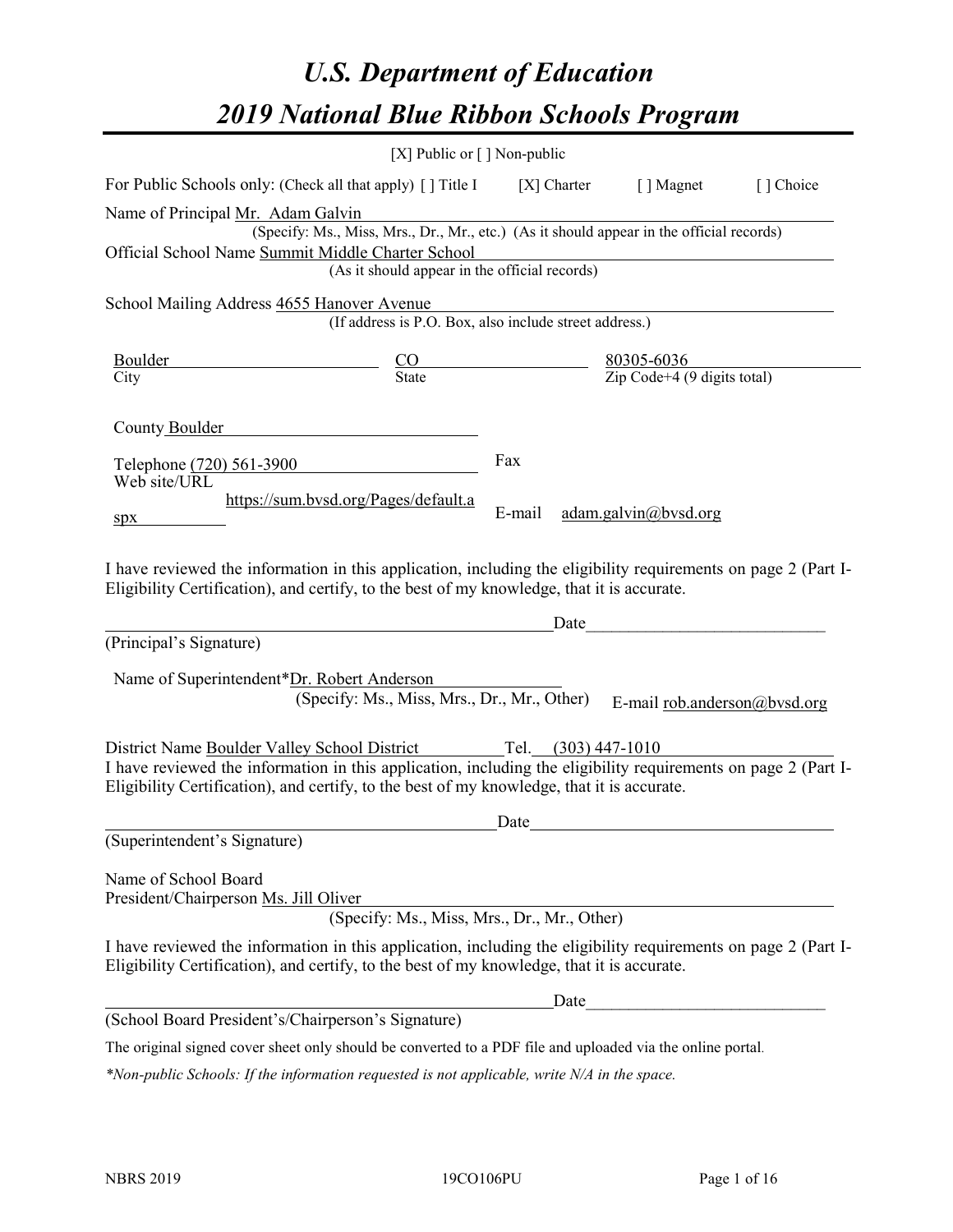# U.S. Department of Education

# 2019 National Blue Ribbon Schools Program

[X] Public or [ ] Non-public

For Public Schools only: (Check all that apply) [ ] Title I [X] Charter [ ] Magnet [ ] Choice

Name of Principal Mr. Adam Galvin
(Specify: Ms., Miss, Mrs., Dr., Mr., etc.) (As it should appear in the official records)

Official School Name Summit Middle Charter School
(As it should appear in the official records)

School Mailing Address 4655 Hanover Avenue
(If address is P.O. Box, also include street address.)

| Boulder | CO | 80305-6036 |
|---|---|---|
| City | State | Zip Code+4 (9 digits total) |

County Boulder

Telephone (720) 561-3900 Fax

Web site/URL https://sum.bvsd.org/Pages/default.aspx E-mail adam.galvin@bvsd.org

I have reviewed the information in this application, including the eligibility requirements on page 2 (Part I-Eligibility Certification), and certify, to the best of my knowledge, that it is accurate.

_____________________________________________ Date_________________________

(Principal's Signature)

Name of Superintendent* Dr. Robert Anderson
(Specify: Ms., Miss, Mrs., Dr., Mr., Other) E-mail rob.anderson@bvsd.org

District Name Boulder Valley School District Tel. (303) 447-1010

I have reviewed the information in this application, including the eligibility requirements on page 2 (Part I-Eligibility Certification), and certify, to the best of my knowledge, that it is accurate.

_____________________________________________ Date_________________________

(Superintendent's Signature)

Name of School Board
President/Chairperson Ms. Jill Oliver
(Specify: Ms., Miss, Mrs., Dr., Mr., Other)

I have reviewed the information in this application, including the eligibility requirements on page 2 (Part I-Eligibility Certification), and certify, to the best of my knowledge, that it is accurate.

_____________________________________________ Date_________________________

(School Board President's/Chairperson's Signature)

The original signed cover sheet only should be converted to a PDF file and uploaded via the online portal.

*\*Non-public Schools: If the information requested is not applicable, write N/A in the space.*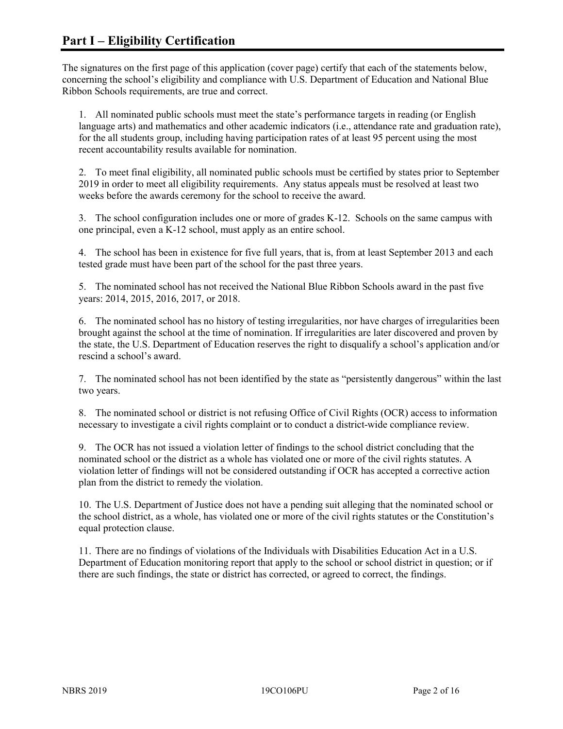# Part I – Eligibility Certification

The signatures on the first page of this application (cover page) certify that each of the statements below, concerning the school's eligibility and compliance with U.S. Department of Education and National Blue Ribbon Schools requirements, are true and correct.

1. All nominated public schools must meet the state's performance targets in reading (or English language arts) and mathematics and other academic indicators (i.e., attendance rate and graduation rate), for the all students group, including having participation rates of at least 95 percent using the most recent accountability results available for nomination.

2. To meet final eligibility, all nominated public schools must be certified by states prior to September 2019 in order to meet all eligibility requirements. Any status appeals must be resolved at least two weeks before the awards ceremony for the school to receive the award.

3. The school configuration includes one or more of grades K-12. Schools on the same campus with one principal, even a K-12 school, must apply as an entire school.

4. The school has been in existence for five full years, that is, from at least September 2013 and each tested grade must have been part of the school for the past three years.

5. The nominated school has not received the National Blue Ribbon Schools award in the past five years: 2014, 2015, 2016, 2017, or 2018.

6. The nominated school has no history of testing irregularities, nor have charges of irregularities been brought against the school at the time of nomination. If irregularities are later discovered and proven by the state, the U.S. Department of Education reserves the right to disqualify a school's application and/or rescind a school's award.

7. The nominated school has not been identified by the state as "persistently dangerous" within the last two years.

8. The nominated school or district is not refusing Office of Civil Rights (OCR) access to information necessary to investigate a civil rights complaint or to conduct a district-wide compliance review.

9. The OCR has not issued a violation letter of findings to the school district concluding that the nominated school or the district as a whole has violated one or more of the civil rights statutes. A violation letter of findings will not be considered outstanding if OCR has accepted a corrective action plan from the district to remedy the violation.

10. The U.S. Department of Justice does not have a pending suit alleging that the nominated school or the school district, as a whole, has violated one or more of the civil rights statutes or the Constitution's equal protection clause.

11. There are no findings of violations of the Individuals with Disabilities Education Act in a U.S. Department of Education monitoring report that apply to the school or school district in question; or if there are such findings, the state or district has corrected, or agreed to correct, the findings.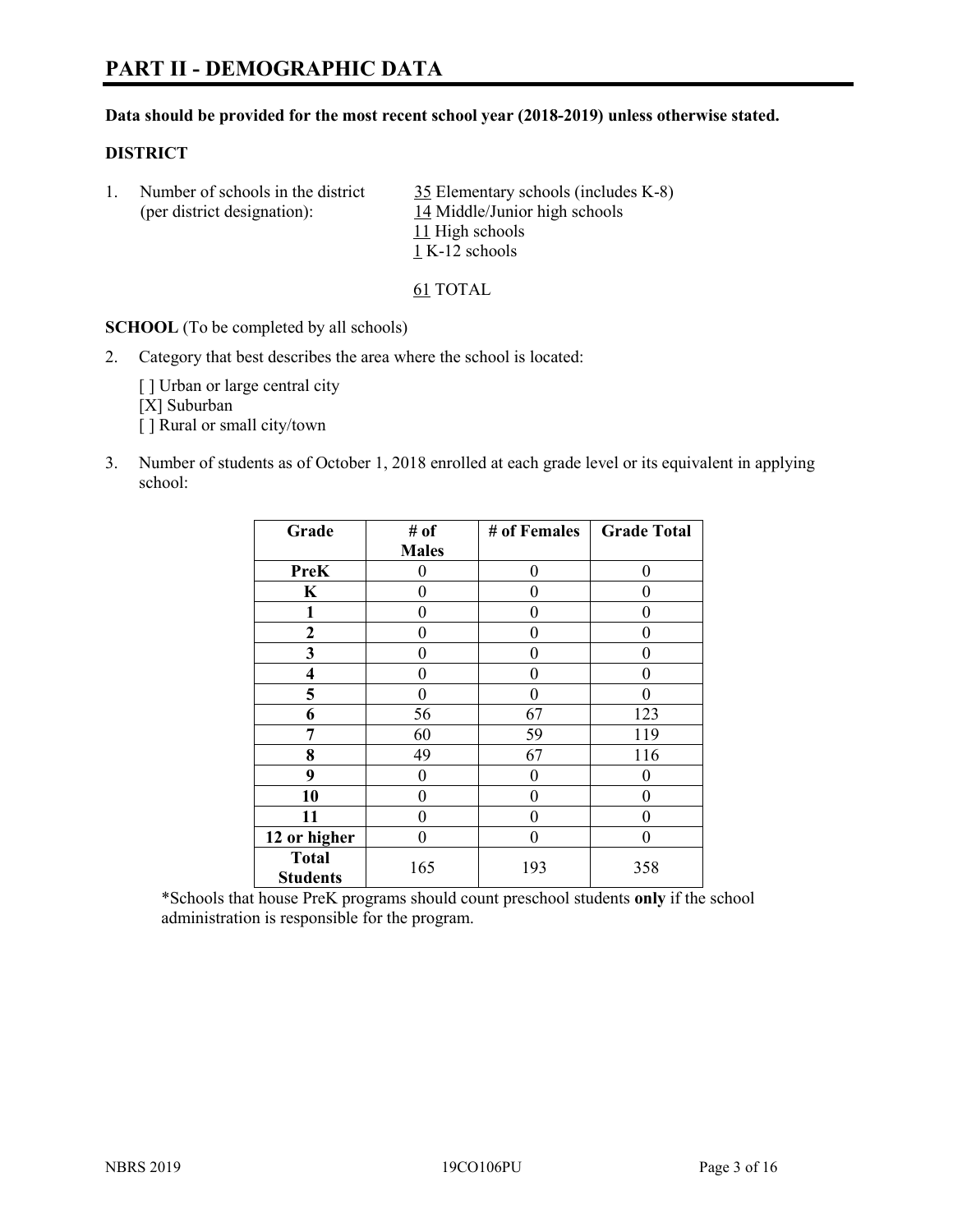# PART II - DEMOGRAPHIC DATA

**Data should be provided for the most recent school year (2018-2019) unless otherwise stated.**

**DISTRICT**

1. Number of schools in the district (per district designation):
   35 Elementary schools (includes K-8)
   14 Middle/Junior high schools
   11 High schools
   1 K-12 schools

   61 TOTAL

**SCHOOL** (To be completed by all schools)

2. Category that best describes the area where the school is located:

   [ ] Urban or large central city
   [X] Suburban
   [ ] Rural or small city/town

3. Number of students as of October 1, 2018 enrolled at each grade level or its equivalent in applying school:

| Grade | # of Males | # of Females | Grade Total |
|---|---|---|---|
| **PreK** | 0 | 0 | 0 |
| **K** | 0 | 0 | 0 |
| **1** | 0 | 0 | 0 |
| **2** | 0 | 0 | 0 |
| **3** | 0 | 0 | 0 |
| **4** | 0 | 0 | 0 |
| **5** | 0 | 0 | 0 |
| **6** | 56 | 67 | 123 |
| **7** | 60 | 59 | 119 |
| **8** | 49 | 67 | 116 |
| **9** | 0 | 0 | 0 |
| **10** | 0 | 0 | 0 |
| **11** | 0 | 0 | 0 |
| **12 or higher** | 0 | 0 | 0 |
| **Total Students** | 165 | 193 | 358 |

*Schools that house PreK programs should count preschool students **only** if the school administration is responsible for the program.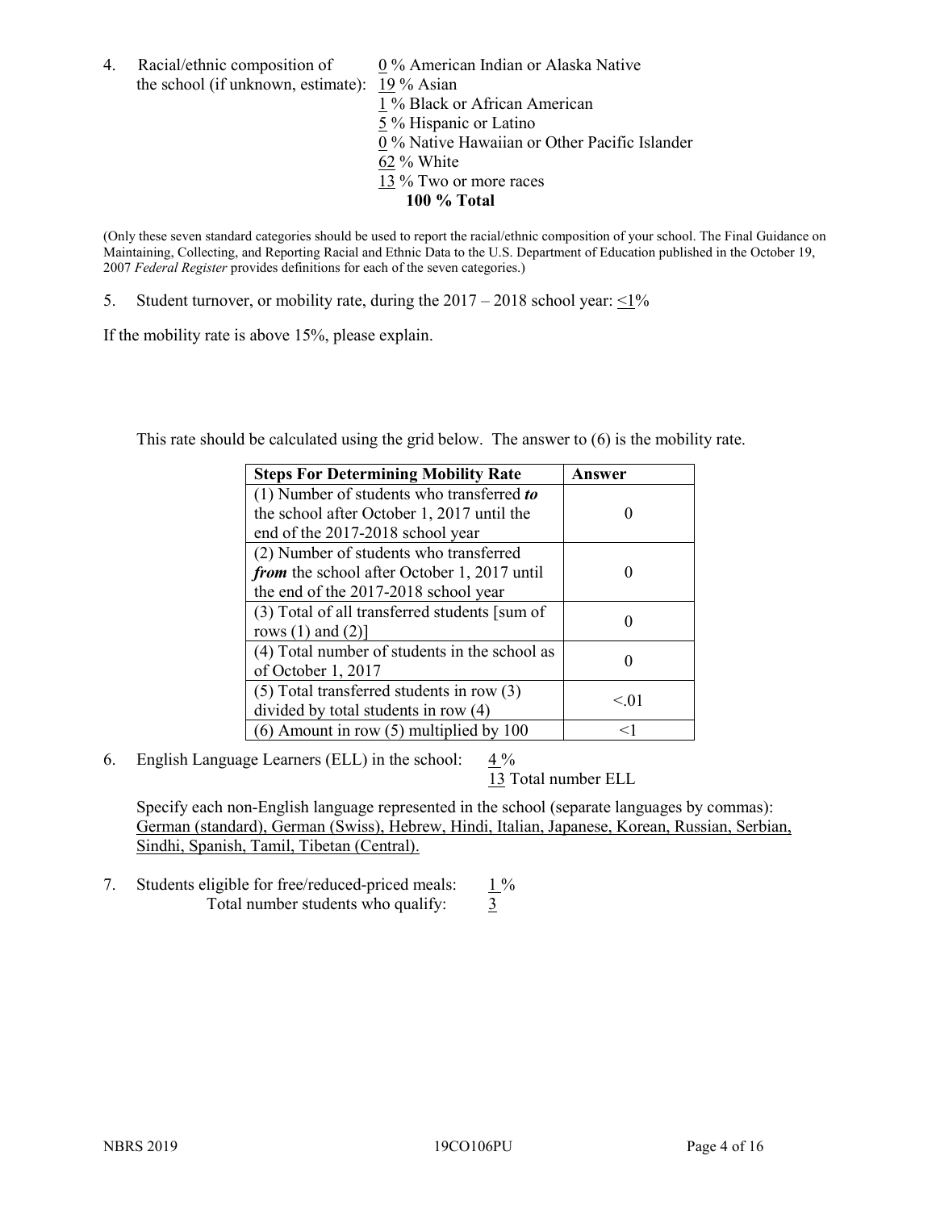4. Racial/ethnic composition of the school (if unknown, estimate):
   0 % American Indian or Alaska Native
   19 % Asian
   1 % Black or African American
   5 % Hispanic or Latino
   0 % Native Hawaiian or Other Pacific Islander
   62 % White
   13 % Two or more races
   **100 % Total**

(Only these seven standard categories should be used to report the racial/ethnic composition of your school. The Final Guidance on Maintaining, Collecting, and Reporting Racial and Ethnic Data to the U.S. Department of Education published in the October 19, 2007 *Federal Register* provides definitions for each of the seven categories.)

5. Student turnover, or mobility rate, during the 2017 – 2018 school year: <1%

If the mobility rate is above 15%, please explain.

This rate should be calculated using the grid below. The answer to (6) is the mobility rate.

| Steps For Determining Mobility Rate | Answer |
|---|---|
| (1) Number of students who transferred ***to*** the school after October 1, 2017 until the end of the 2017-2018 school year | 0 |
| (2) Number of students who transferred ***from*** the school after October 1, 2017 until the end of the 2017-2018 school year | 0 |
| (3) Total of all transferred students [sum of rows (1) and (2)] | 0 |
| (4) Total number of students in the school as of October 1, 2017 | 0 |
| (5) Total transferred students in row (3) divided by total students in row (4) | <.01 |
| (6) Amount in row (5) multiplied by 100 | <1 |

6. English Language Learners (ELL) in the school: 4 %
   13 Total number ELL

   Specify each non-English language represented in the school (separate languages by commas): German (standard), German (Swiss), Hebrew, Hindi, Italian, Japanese, Korean, Russian, Serbian, Sindhi, Spanish, Tamil, Tibetan (Central).

7. Students eligible for free/reduced-priced meals: 1 %
   Total number students who qualify: 3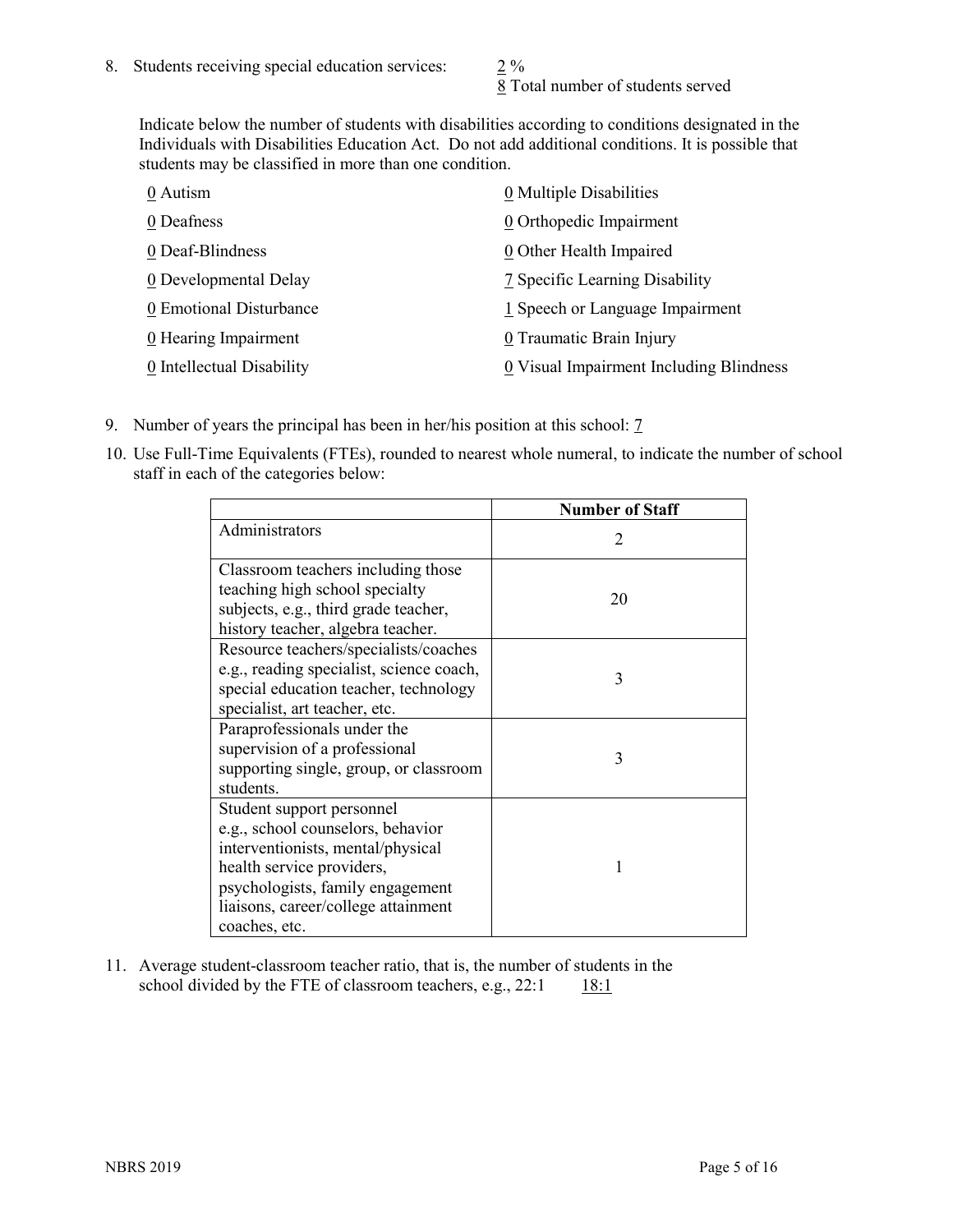8. Students receiving special education services: 2 %
   8 Total number of students served

Indicate below the number of students with disabilities according to conditions designated in the Individuals with Disabilities Education Act. Do not add additional conditions. It is possible that students may be classified in more than one condition.

0 Autism
0 Deafness
0 Deaf-Blindness
0 Developmental Delay
0 Emotional Disturbance
0 Hearing Impairment
0 Intellectual Disability
0 Multiple Disabilities
0 Orthopedic Impairment
0 Other Health Impaired
7 Specific Learning Disability
1 Speech or Language Impairment
0 Traumatic Brain Injury
0 Visual Impairment Including Blindness

9. Number of years the principal has been in her/his position at this school: 7

10. Use Full-Time Equivalents (FTEs), rounded to nearest whole numeral, to indicate the number of school staff in each of the categories below:

| | Number of Staff |
|---|---|
| Administrators | 2 |
| Classroom teachers including those teaching high school specialty subjects, e.g., third grade teacher, history teacher, algebra teacher. | 20 |
| Resource teachers/specialists/coaches e.g., reading specialist, science coach, special education teacher, technology specialist, art teacher, etc. | 3 |
| Paraprofessionals under the supervision of a professional supporting single, group, or classroom students. | 3 |
| Student support personnel e.g., school counselors, behavior interventionists, mental/physical health service providers, psychologists, family engagement liaisons, career/college attainment coaches, etc. | 1 |

11. Average student-classroom teacher ratio, that is, the number of students in the school divided by the FTE of classroom teachers, e.g., 22:1 18:1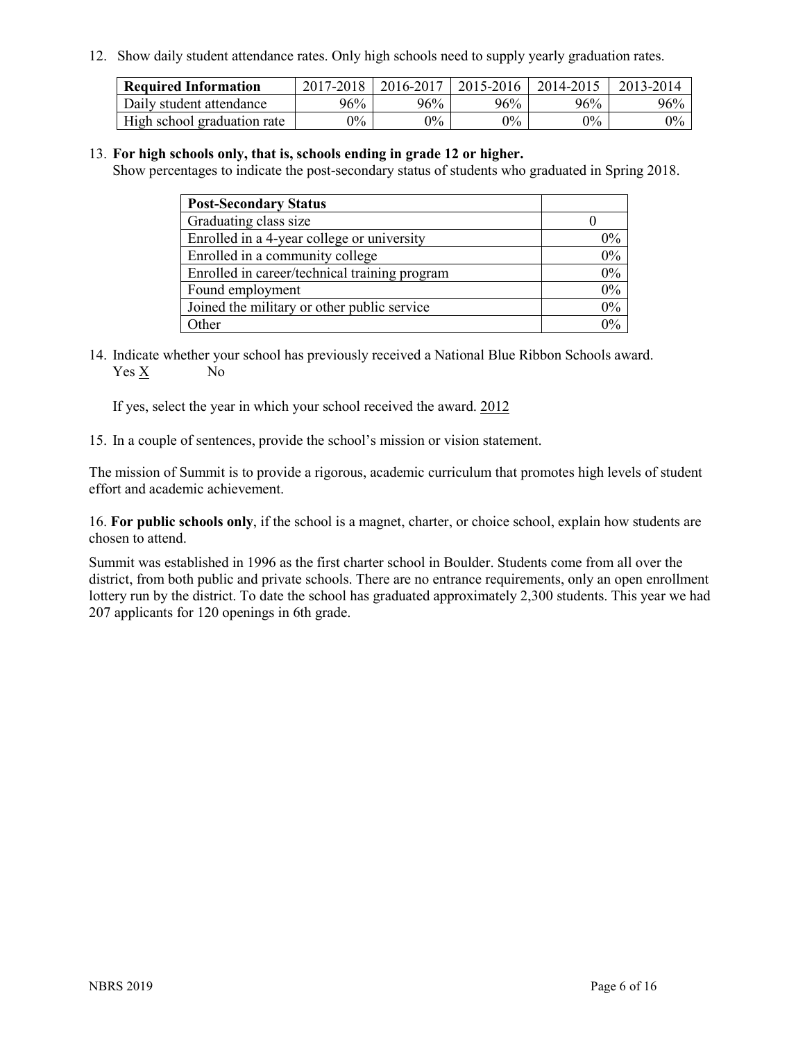12. Show daily student attendance rates. Only high schools need to supply yearly graduation rates.

| Required Information | 2017-2018 | 2016-2017 | 2015-2016 | 2014-2015 | 2013-2014 |
|---|---|---|---|---|---|
| Daily student attendance | 96% | 96% | 96% | 96% | 96% |
| High school graduation rate | 0% | 0% | 0% | 0% | 0% |

13. **For high schools only, that is, schools ending in grade 12 or higher.**
Show percentages to indicate the post-secondary status of students who graduated in Spring 2018.

| Post-Secondary Status | |
|---|---|
| Graduating class size | 0 |
| Enrolled in a 4-year college or university | 0% |
| Enrolled in a community college | 0% |
| Enrolled in career/technical training program | 0% |
| Found employment | 0% |
| Joined the military or other public service | 0% |
| Other | 0% |

14. Indicate whether your school has previously received a National Blue Ribbon Schools award.
Yes X No

If yes, select the year in which your school received the award. 2012

15. In a couple of sentences, provide the school's mission or vision statement.

The mission of Summit is to provide a rigorous, academic curriculum that promotes high levels of student effort and academic achievement.

16. **For public schools only**, if the school is a magnet, charter, or choice school, explain how students are chosen to attend.

Summit was established in 1996 as the first charter school in Boulder. Students come from all over the district, from both public and private schools. There are no entrance requirements, only an open enrollment lottery run by the district. To date the school has graduated approximately 2,300 students. This year we had 207 applicants for 120 openings in 6th grade.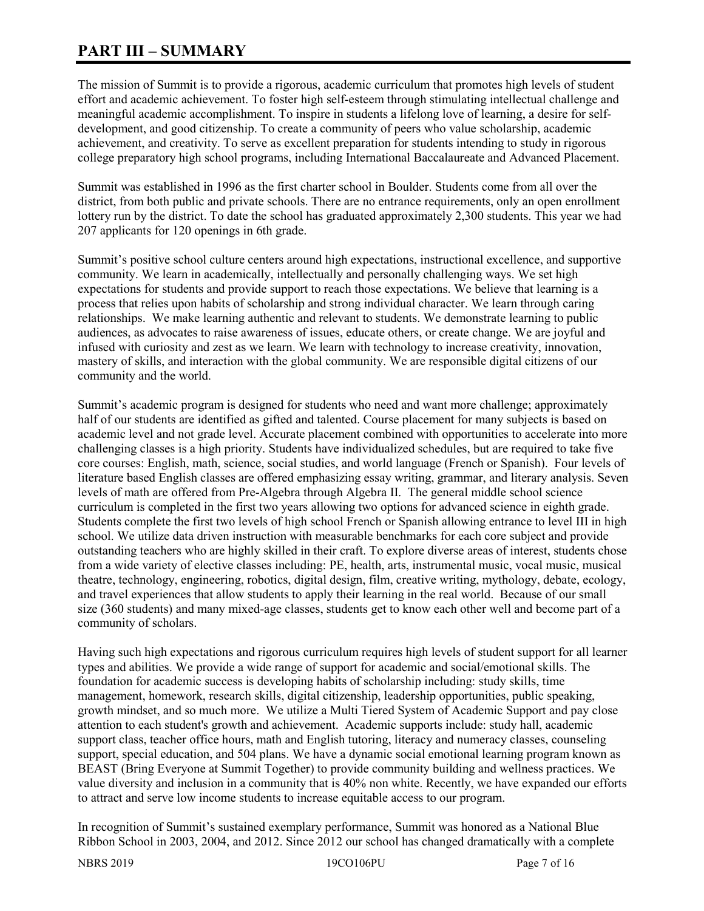# PART III – SUMMARY

The mission of Summit is to provide a rigorous, academic curriculum that promotes high levels of student effort and academic achievement. To foster high self-esteem through stimulating intellectual challenge and meaningful academic accomplishment. To inspire in students a lifelong love of learning, a desire for self-development, and good citizenship. To create a community of peers who value scholarship, academic achievement, and creativity. To serve as excellent preparation for students intending to study in rigorous college preparatory high school programs, including International Baccalaureate and Advanced Placement.

Summit was established in 1996 as the first charter school in Boulder. Students come from all over the district, from both public and private schools. There are no entrance requirements, only an open enrollment lottery run by the district. To date the school has graduated approximately 2,300 students. This year we had 207 applicants for 120 openings in 6th grade.

Summit's positive school culture centers around high expectations, instructional excellence, and supportive community. We learn in academically, intellectually and personally challenging ways. We set high expectations for students and provide support to reach those expectations. We believe that learning is a process that relies upon habits of scholarship and strong individual character. We learn through caring relationships. We make learning authentic and relevant to students. We demonstrate learning to public audiences, as advocates to raise awareness of issues, educate others, or create change. We are joyful and infused with curiosity and zest as we learn. We learn with technology to increase creativity, innovation, mastery of skills, and interaction with the global community. We are responsible digital citizens of our community and the world.

Summit's academic program is designed for students who need and want more challenge; approximately half of our students are identified as gifted and talented. Course placement for many subjects is based on academic level and not grade level. Accurate placement combined with opportunities to accelerate into more challenging classes is a high priority. Students have individualized schedules, but are required to take five core courses: English, math, science, social studies, and world language (French or Spanish). Four levels of literature based English classes are offered emphasizing essay writing, grammar, and literary analysis. Seven levels of math are offered from Pre-Algebra through Algebra II. The general middle school science curriculum is completed in the first two years allowing two options for advanced science in eighth grade. Students complete the first two levels of high school French or Spanish allowing entrance to level III in high school. We utilize data driven instruction with measurable benchmarks for each core subject and provide outstanding teachers who are highly skilled in their craft. To explore diverse areas of interest, students chose from a wide variety of elective classes including: PE, health, arts, instrumental music, vocal music, musical theatre, technology, engineering, robotics, digital design, film, creative writing, mythology, debate, ecology, and travel experiences that allow students to apply their learning in the real world. Because of our small size (360 students) and many mixed-age classes, students get to know each other well and become part of a community of scholars.

Having such high expectations and rigorous curriculum requires high levels of student support for all learner types and abilities. We provide a wide range of support for academic and social/emotional skills. The foundation for academic success is developing habits of scholarship including: study skills, time management, homework, research skills, digital citizenship, leadership opportunities, public speaking, growth mindset, and so much more. We utilize a Multi Tiered System of Academic Support and pay close attention to each student's growth and achievement. Academic supports include: study hall, academic support class, teacher office hours, math and English tutoring, literacy and numeracy classes, counseling support, special education, and 504 plans. We have a dynamic social emotional learning program known as BEAST (Bring Everyone at Summit Together) to provide community building and wellness practices. We value diversity and inclusion in a community that is 40% non white. Recently, we have expanded our efforts to attract and serve low income students to increase equitable access to our program.

In recognition of Summit's sustained exemplary performance, Summit was honored as a National Blue Ribbon School in 2003, 2004, and 2012. Since 2012 our school has changed dramatically with a complete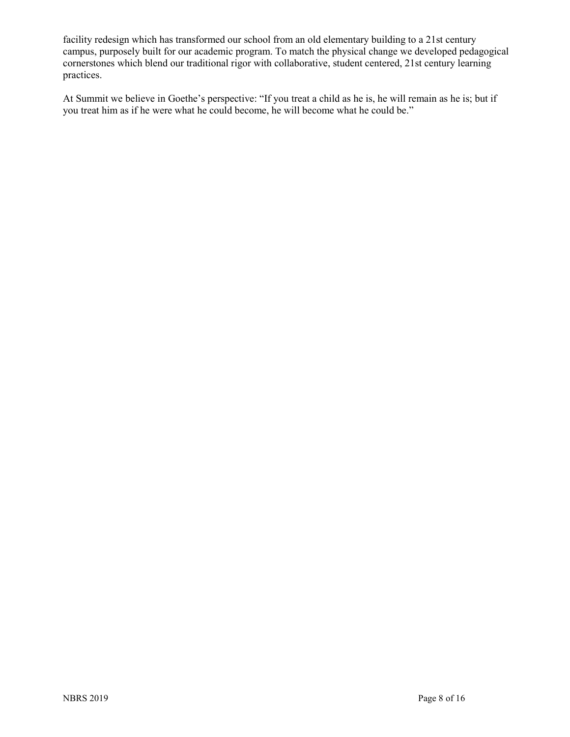facility redesign which has transformed our school from an old elementary building to a 21st century campus, purposely built for our academic program. To match the physical change we developed pedagogical cornerstones which blend our traditional rigor with collaborative, student centered, 21st century learning practices.

At Summit we believe in Goethe's perspective: "If you treat a child as he is, he will remain as he is; but if you treat him as if he were what he could become, he will become what he could be."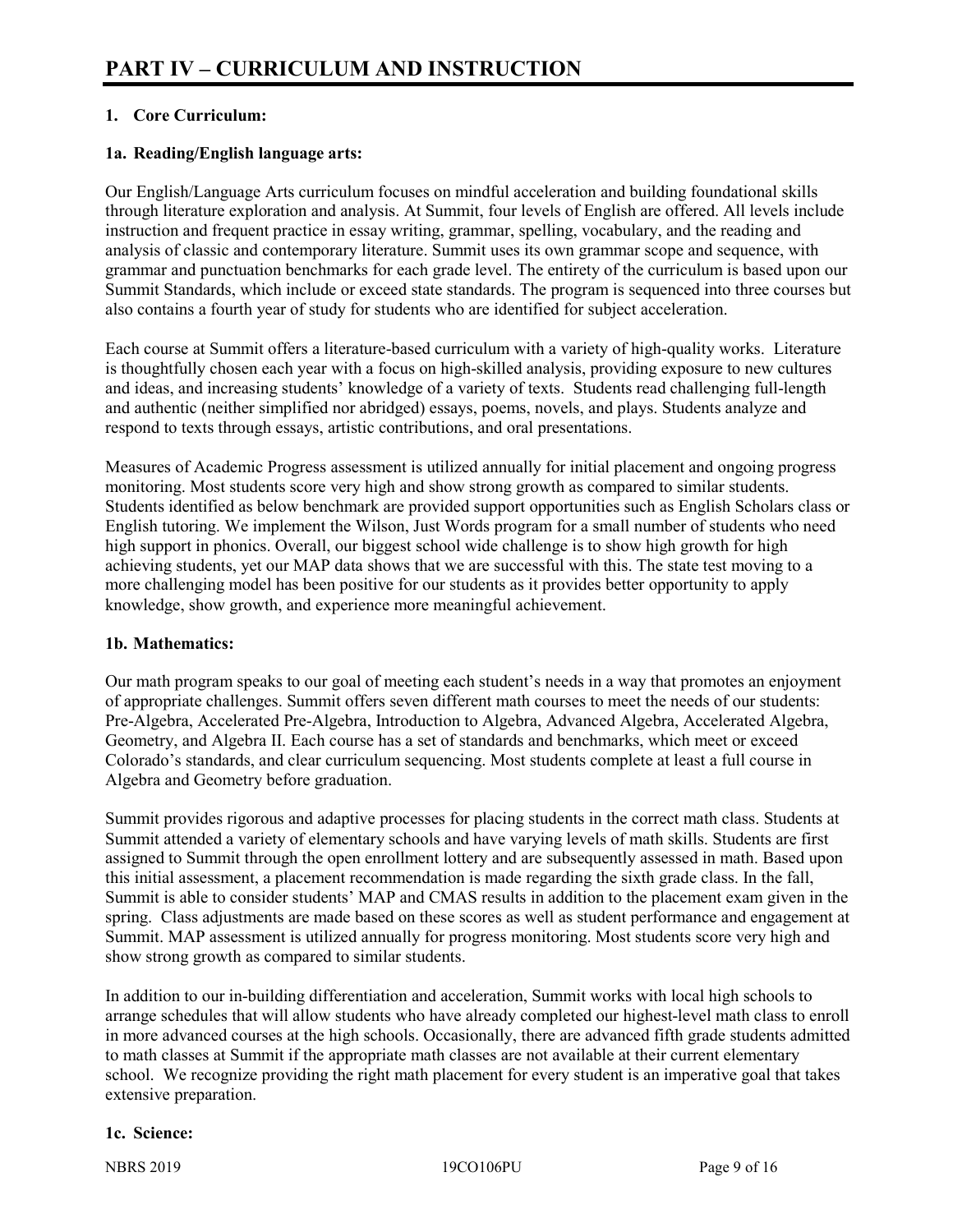# PART IV – CURRICULUM AND INSTRUCTION

## 1. Core Curriculum:

### 1a. Reading/English language arts:

Our English/Language Arts curriculum focuses on mindful acceleration and building foundational skills through literature exploration and analysis. At Summit, four levels of English are offered. All levels include instruction and frequent practice in essay writing, grammar, spelling, vocabulary, and the reading and analysis of classic and contemporary literature. Summit uses its own grammar scope and sequence, with grammar and punctuation benchmarks for each grade level. The entirety of the curriculum is based upon our Summit Standards, which include or exceed state standards. The program is sequenced into three courses but also contains a fourth year of study for students who are identified for subject acceleration.

Each course at Summit offers a literature-based curriculum with a variety of high-quality works. Literature is thoughtfully chosen each year with a focus on high-skilled analysis, providing exposure to new cultures and ideas, and increasing students' knowledge of a variety of texts. Students read challenging full-length and authentic (neither simplified nor abridged) essays, poems, novels, and plays. Students analyze and respond to texts through essays, artistic contributions, and oral presentations.

Measures of Academic Progress assessment is utilized annually for initial placement and ongoing progress monitoring. Most students score very high and show strong growth as compared to similar students. Students identified as below benchmark are provided support opportunities such as English Scholars class or English tutoring. We implement the Wilson, Just Words program for a small number of students who need high support in phonics. Overall, our biggest school wide challenge is to show high growth for high achieving students, yet our MAP data shows that we are successful with this. The state test moving to a more challenging model has been positive for our students as it provides better opportunity to apply knowledge, show growth, and experience more meaningful achievement.

### 1b. Mathematics:

Our math program speaks to our goal of meeting each student's needs in a way that promotes an enjoyment of appropriate challenges. Summit offers seven different math courses to meet the needs of our students: Pre-Algebra, Accelerated Pre-Algebra, Introduction to Algebra, Advanced Algebra, Accelerated Algebra, Geometry, and Algebra II. Each course has a set of standards and benchmarks, which meet or exceed Colorado's standards, and clear curriculum sequencing. Most students complete at least a full course in Algebra and Geometry before graduation.

Summit provides rigorous and adaptive processes for placing students in the correct math class. Students at Summit attended a variety of elementary schools and have varying levels of math skills. Students are first assigned to Summit through the open enrollment lottery and are subsequently assessed in math. Based upon this initial assessment, a placement recommendation is made regarding the sixth grade class. In the fall, Summit is able to consider students' MAP and CMAS results in addition to the placement exam given in the spring. Class adjustments are made based on these scores as well as student performance and engagement at Summit. MAP assessment is utilized annually for progress monitoring. Most students score very high and show strong growth as compared to similar students.

In addition to our in-building differentiation and acceleration, Summit works with local high schools to arrange schedules that will allow students who have already completed our highest-level math class to enroll in more advanced courses at the high schools. Occasionally, there are advanced fifth grade students admitted to math classes at Summit if the appropriate math classes are not available at their current elementary school. We recognize providing the right math placement for every student is an imperative goal that takes extensive preparation.

### 1c. Science: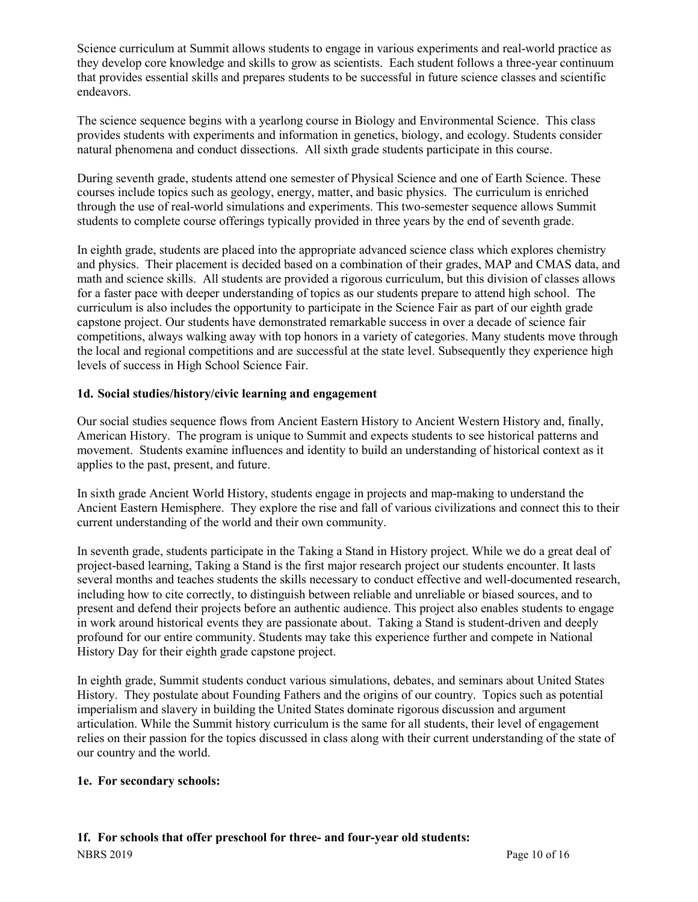Science curriculum at Summit allows students to engage in various experiments and real-world practice as they develop core knowledge and skills to grow as scientists. Each student follows a three-year continuum that provides essential skills and prepares students to be successful in future science classes and scientific endeavors.

The science sequence begins with a yearlong course in Biology and Environmental Science. This class provides students with experiments and information in genetics, biology, and ecology. Students consider natural phenomena and conduct dissections. All sixth grade students participate in this course.

During seventh grade, students attend one semester of Physical Science and one of Earth Science. These courses include topics such as geology, energy, matter, and basic physics. The curriculum is enriched through the use of real-world simulations and experiments. This two-semester sequence allows Summit students to complete course offerings typically provided in three years by the end of seventh grade.

In eighth grade, students are placed into the appropriate advanced science class which explores chemistry and physics. Their placement is decided based on a combination of their grades, MAP and CMAS data, and math and science skills. All students are provided a rigorous curriculum, but this division of classes allows for a faster pace with deeper understanding of topics as our students prepare to attend high school. The curriculum is also includes the opportunity to participate in the Science Fair as part of our eighth grade capstone project. Our students have demonstrated remarkable success in over a decade of science fair competitions, always walking away with top honors in a variety of categories. Many students move through the local and regional competitions and are successful at the state level. Subsequently they experience high levels of success in High School Science Fair.

**1d. Social studies/history/civic learning and engagement**

Our social studies sequence flows from Ancient Eastern History to Ancient Western History and, finally, American History. The program is unique to Summit and expects students to see historical patterns and movement. Students examine influences and identity to build an understanding of historical context as it applies to the past, present, and future.

In sixth grade Ancient World History, students engage in projects and map-making to understand the Ancient Eastern Hemisphere. They explore the rise and fall of various civilizations and connect this to their current understanding of the world and their own community.

In seventh grade, students participate in the Taking a Stand in History project. While we do a great deal of project-based learning, Taking a Stand is the first major research project our students encounter. It lasts several months and teaches students the skills necessary to conduct effective and well-documented research, including how to cite correctly, to distinguish between reliable and unreliable or biased sources, and to present and defend their projects before an authentic audience. This project also enables students to engage in work around historical events they are passionate about. Taking a Stand is student-driven and deeply profound for our entire community. Students may take this experience further and compete in National History Day for their eighth grade capstone project.

In eighth grade, Summit students conduct various simulations, debates, and seminars about United States History. They postulate about Founding Fathers and the origins of our country. Topics such as potential imperialism and slavery in building the United States dominate rigorous discussion and argument articulation. While the Summit history curriculum is the same for all students, their level of engagement relies on their passion for the topics discussed in class along with their current understanding of the state of our country and the world.

**1e. For secondary schools:**

**1f. For schools that offer preschool for three- and four-year old students:**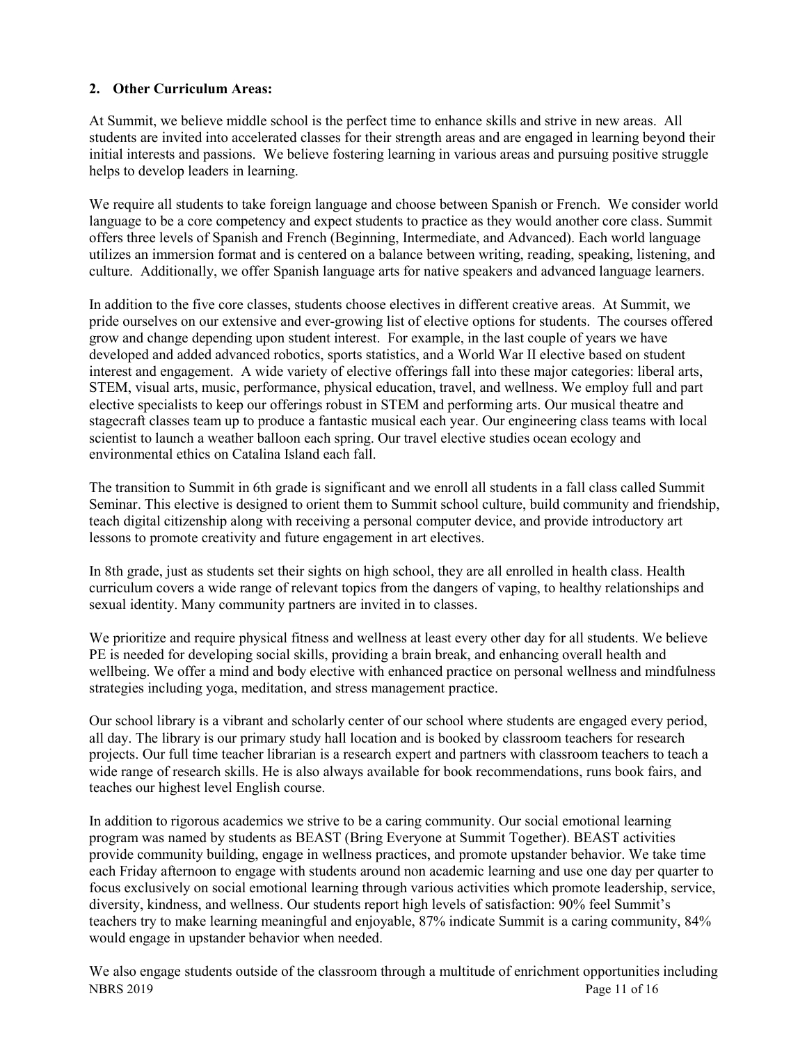**2. Other Curriculum Areas:**

At Summit, we believe middle school is the perfect time to enhance skills and strive in new areas. All students are invited into accelerated classes for their strength areas and are engaged in learning beyond their initial interests and passions. We believe fostering learning in various areas and pursuing positive struggle helps to develop leaders in learning.

We require all students to take foreign language and choose between Spanish or French. We consider world language to be a core competency and expect students to practice as they would another core class. Summit offers three levels of Spanish and French (Beginning, Intermediate, and Advanced). Each world language utilizes an immersion format and is centered on a balance between writing, reading, speaking, listening, and culture. Additionally, we offer Spanish language arts for native speakers and advanced language learners.

In addition to the five core classes, students choose electives in different creative areas. At Summit, we pride ourselves on our extensive and ever-growing list of elective options for students. The courses offered grow and change depending upon student interest. For example, in the last couple of years we have developed and added advanced robotics, sports statistics, and a World War II elective based on student interest and engagement. A wide variety of elective offerings fall into these major categories: liberal arts, STEM, visual arts, music, performance, physical education, travel, and wellness. We employ full and part elective specialists to keep our offerings robust in STEM and performing arts. Our musical theatre and stagecraft classes team up to produce a fantastic musical each year. Our engineering class teams with local scientist to launch a weather balloon each spring. Our travel elective studies ocean ecology and environmental ethics on Catalina Island each fall.

The transition to Summit in 6th grade is significant and we enroll all students in a fall class called Summit Seminar. This elective is designed to orient them to Summit school culture, build community and friendship, teach digital citizenship along with receiving a personal computer device, and provide introductory art lessons to promote creativity and future engagement in art electives.

In 8th grade, just as students set their sights on high school, they are all enrolled in health class. Health curriculum covers a wide range of relevant topics from the dangers of vaping, to healthy relationships and sexual identity. Many community partners are invited in to classes.

We prioritize and require physical fitness and wellness at least every other day for all students. We believe PE is needed for developing social skills, providing a brain break, and enhancing overall health and wellbeing. We offer a mind and body elective with enhanced practice on personal wellness and mindfulness strategies including yoga, meditation, and stress management practice.

Our school library is a vibrant and scholarly center of our school where students are engaged every period, all day. The library is our primary study hall location and is booked by classroom teachers for research projects. Our full time teacher librarian is a research expert and partners with classroom teachers to teach a wide range of research skills. He is also always available for book recommendations, runs book fairs, and teaches our highest level English course.

In addition to rigorous academics we strive to be a caring community. Our social emotional learning program was named by students as BEAST (Bring Everyone at Summit Together). BEAST activities provide community building, engage in wellness practices, and promote upstander behavior. We take time each Friday afternoon to engage with students around non academic learning and use one day per quarter to focus exclusively on social emotional learning through various activities which promote leadership, service, diversity, kindness, and wellness. Our students report high levels of satisfaction: 90% feel Summit's teachers try to make learning meaningful and enjoyable, 87% indicate Summit is a caring community, 84% would engage in upstander behavior when needed.

We also engage students outside of the classroom through a multitude of enrichment opportunities including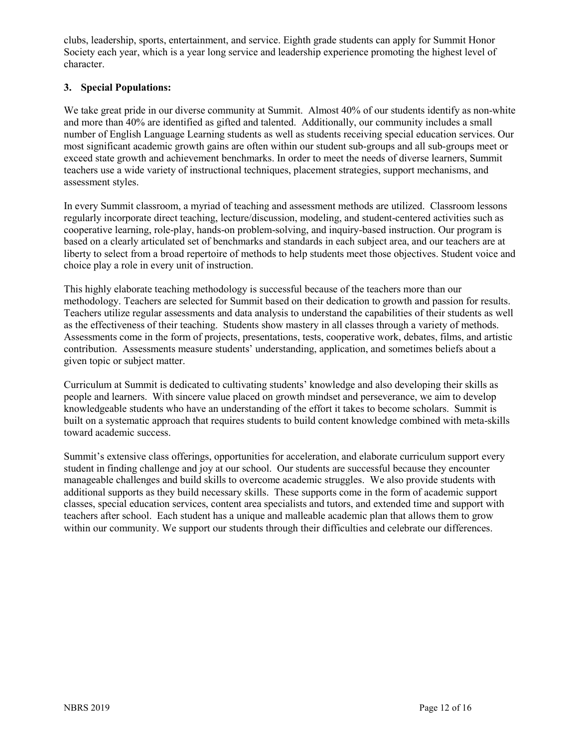clubs, leadership, sports, entertainment, and service. Eighth grade students can apply for Summit Honor Society each year, which is a year long service and leadership experience promoting the highest level of character.

### 3. Special Populations:

We take great pride in our diverse community at Summit. Almost 40% of our students identify as non-white and more than 40% are identified as gifted and talented. Additionally, our community includes a small number of English Language Learning students as well as students receiving special education services. Our most significant academic growth gains are often within our student sub-groups and all sub-groups meet or exceed state growth and achievement benchmarks. In order to meet the needs of diverse learners, Summit teachers use a wide variety of instructional techniques, placement strategies, support mechanisms, and assessment styles.

In every Summit classroom, a myriad of teaching and assessment methods are utilized. Classroom lessons regularly incorporate direct teaching, lecture/discussion, modeling, and student-centered activities such as cooperative learning, role-play, hands-on problem-solving, and inquiry-based instruction. Our program is based on a clearly articulated set of benchmarks and standards in each subject area, and our teachers are at liberty to select from a broad repertoire of methods to help students meet those objectives. Student voice and choice play a role in every unit of instruction.

This highly elaborate teaching methodology is successful because of the teachers more than our methodology. Teachers are selected for Summit based on their dedication to growth and passion for results. Teachers utilize regular assessments and data analysis to understand the capabilities of their students as well as the effectiveness of their teaching. Students show mastery in all classes through a variety of methods. Assessments come in the form of projects, presentations, tests, cooperative work, debates, films, and artistic contribution. Assessments measure students' understanding, application, and sometimes beliefs about a given topic or subject matter.

Curriculum at Summit is dedicated to cultivating students' knowledge and also developing their skills as people and learners. With sincere value placed on growth mindset and perseverance, we aim to develop knowledgeable students who have an understanding of the effort it takes to become scholars. Summit is built on a systematic approach that requires students to build content knowledge combined with meta-skills toward academic success.

Summit's extensive class offerings, opportunities for acceleration, and elaborate curriculum support every student in finding challenge and joy at our school. Our students are successful because they encounter manageable challenges and build skills to overcome academic struggles. We also provide students with additional supports as they build necessary skills. These supports come in the form of academic support classes, special education services, content area specialists and tutors, and extended time and support with teachers after school. Each student has a unique and malleable academic plan that allows them to grow within our community. We support our students through their difficulties and celebrate our differences.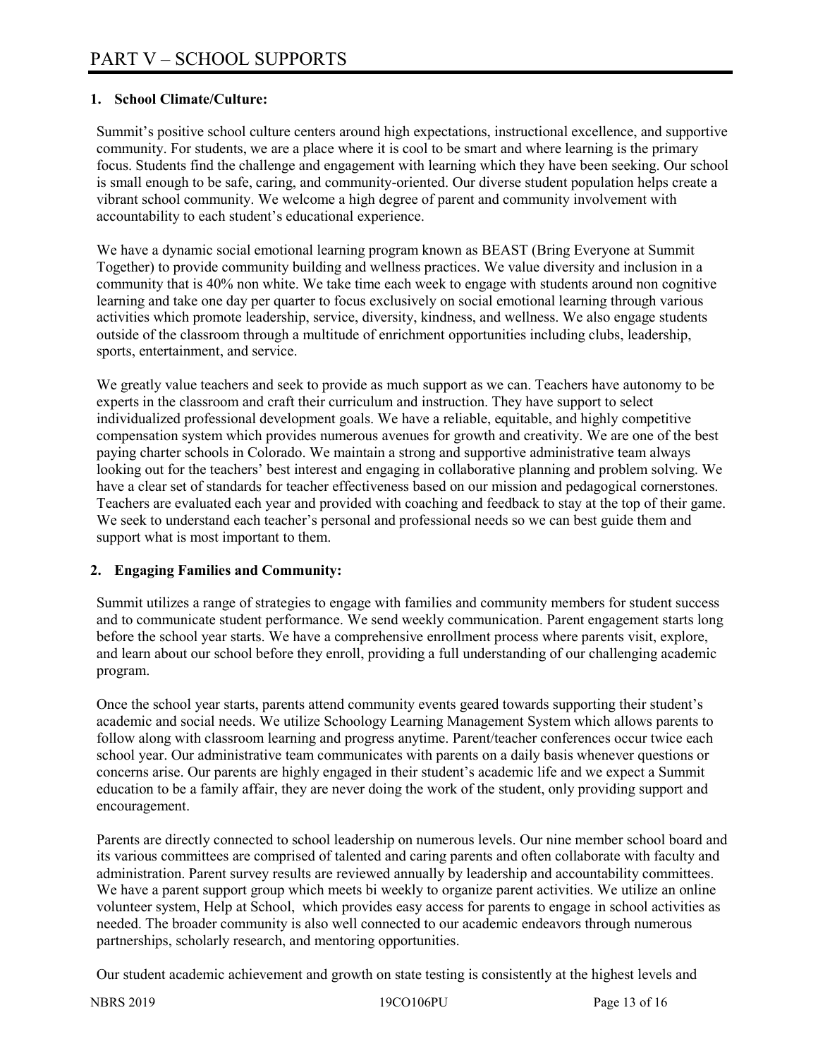# PART V – SCHOOL SUPPORTS

## 1. School Climate/Culture:

Summit's positive school culture centers around high expectations, instructional excellence, and supportive community. For students, we are a place where it is cool to be smart and where learning is the primary focus. Students find the challenge and engagement with learning which they have been seeking. Our school is small enough to be safe, caring, and community-oriented. Our diverse student population helps create a vibrant school community. We welcome a high degree of parent and community involvement with accountability to each student's educational experience.

We have a dynamic social emotional learning program known as BEAST (Bring Everyone at Summit Together) to provide community building and wellness practices. We value diversity and inclusion in a community that is 40% non white. We take time each week to engage with students around non cognitive learning and take one day per quarter to focus exclusively on social emotional learning through various activities which promote leadership, service, diversity, kindness, and wellness. We also engage students outside of the classroom through a multitude of enrichment opportunities including clubs, leadership, sports, entertainment, and service.

We greatly value teachers and seek to provide as much support as we can. Teachers have autonomy to be experts in the classroom and craft their curriculum and instruction. They have support to select individualized professional development goals. We have a reliable, equitable, and highly competitive compensation system which provides numerous avenues for growth and creativity. We are one of the best paying charter schools in Colorado. We maintain a strong and supportive administrative team always looking out for the teachers' best interest and engaging in collaborative planning and problem solving. We have a clear set of standards for teacher effectiveness based on our mission and pedagogical cornerstones. Teachers are evaluated each year and provided with coaching and feedback to stay at the top of their game. We seek to understand each teacher's personal and professional needs so we can best guide them and support what is most important to them.

## 2. Engaging Families and Community:

Summit utilizes a range of strategies to engage with families and community members for student success and to communicate student performance. We send weekly communication. Parent engagement starts long before the school year starts. We have a comprehensive enrollment process where parents visit, explore, and learn about our school before they enroll, providing a full understanding of our challenging academic program.

Once the school year starts, parents attend community events geared towards supporting their student's academic and social needs. We utilize Schoology Learning Management System which allows parents to follow along with classroom learning and progress anytime. Parent/teacher conferences occur twice each school year. Our administrative team communicates with parents on a daily basis whenever questions or concerns arise. Our parents are highly engaged in their student's academic life and we expect a Summit education to be a family affair, they are never doing the work of the student, only providing support and encouragement.

Parents are directly connected to school leadership on numerous levels. Our nine member school board and its various committees are comprised of talented and caring parents and often collaborate with faculty and administration. Parent survey results are reviewed annually by leadership and accountability committees. We have a parent support group which meets bi weekly to organize parent activities. We utilize an online volunteer system, Help at School, which provides easy access for parents to engage in school activities as needed. The broader community is also well connected to our academic endeavors through numerous partnerships, scholarly research, and mentoring opportunities.

Our student academic achievement and growth on state testing is consistently at the highest levels and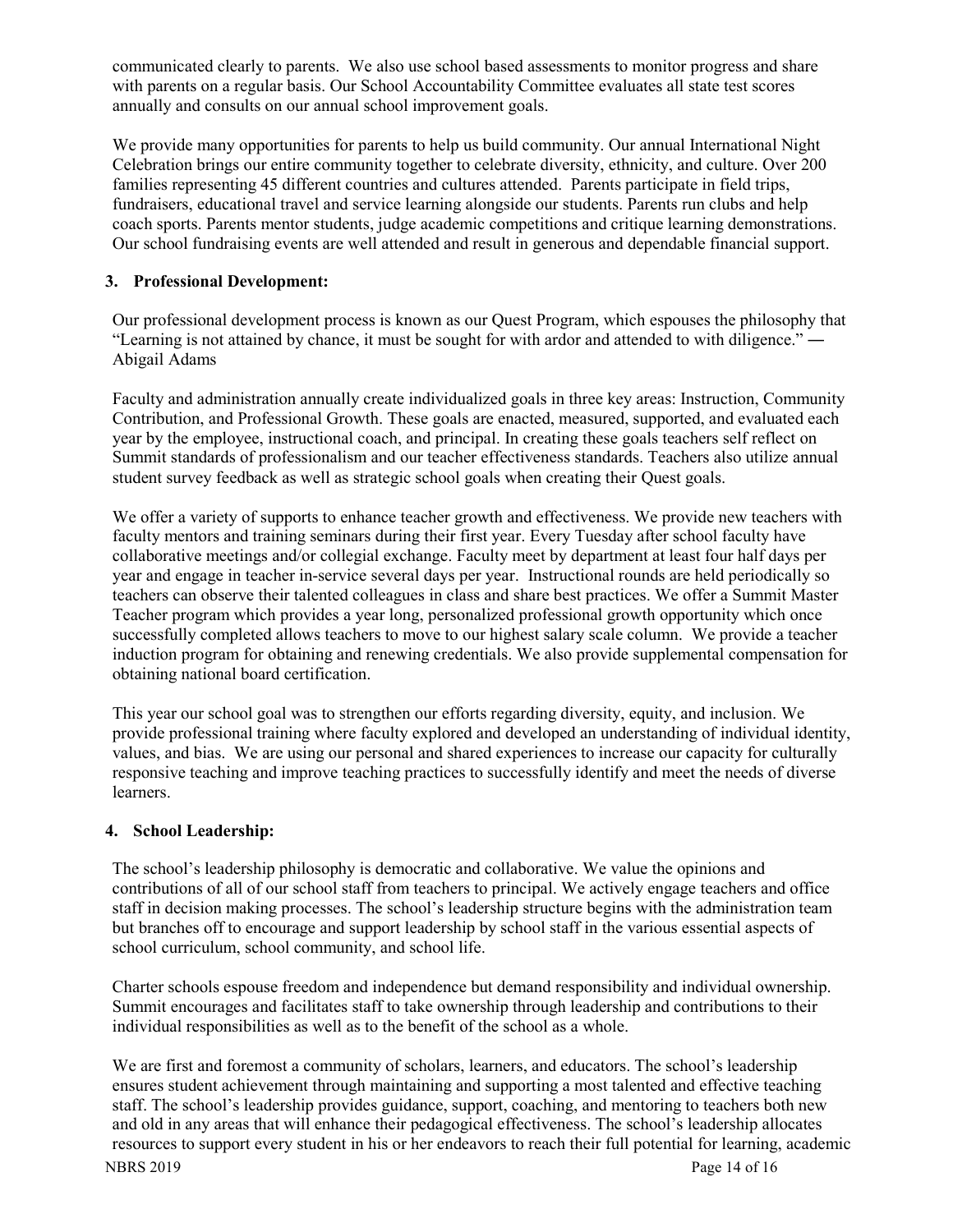communicated clearly to parents. We also use school based assessments to monitor progress and share with parents on a regular basis. Our School Accountability Committee evaluates all state test scores annually and consults on our annual school improvement goals.

We provide many opportunities for parents to help us build community. Our annual International Night Celebration brings our entire community together to celebrate diversity, ethnicity, and culture. Over 200 families representing 45 different countries and cultures attended. Parents participate in field trips, fundraisers, educational travel and service learning alongside our students. Parents run clubs and help coach sports. Parents mentor students, judge academic competitions and critique learning demonstrations. Our school fundraising events are well attended and result in generous and dependable financial support.

### 3. Professional Development:

Our professional development process is known as our Quest Program, which espouses the philosophy that "Learning is not attained by chance, it must be sought for with ardor and attended to with diligence." ― Abigail Adams

Faculty and administration annually create individualized goals in three key areas: Instruction, Community Contribution, and Professional Growth. These goals are enacted, measured, supported, and evaluated each year by the employee, instructional coach, and principal. In creating these goals teachers self reflect on Summit standards of professionalism and our teacher effectiveness standards. Teachers also utilize annual student survey feedback as well as strategic school goals when creating their Quest goals.

We offer a variety of supports to enhance teacher growth and effectiveness. We provide new teachers with faculty mentors and training seminars during their first year. Every Tuesday after school faculty have collaborative meetings and/or collegial exchange. Faculty meet by department at least four half days per year and engage in teacher in-service several days per year. Instructional rounds are held periodically so teachers can observe their talented colleagues in class and share best practices. We offer a Summit Master Teacher program which provides a year long, personalized professional growth opportunity which once successfully completed allows teachers to move to our highest salary scale column. We provide a teacher induction program for obtaining and renewing credentials. We also provide supplemental compensation for obtaining national board certification.

This year our school goal was to strengthen our efforts regarding diversity, equity, and inclusion. We provide professional training where faculty explored and developed an understanding of individual identity, values, and bias. We are using our personal and shared experiences to increase our capacity for culturally responsive teaching and improve teaching practices to successfully identify and meet the needs of diverse learners.

### 4. School Leadership:

The school's leadership philosophy is democratic and collaborative. We value the opinions and contributions of all of our school staff from teachers to principal. We actively engage teachers and office staff in decision making processes. The school's leadership structure begins with the administration team but branches off to encourage and support leadership by school staff in the various essential aspects of school curriculum, school community, and school life.

Charter schools espouse freedom and independence but demand responsibility and individual ownership. Summit encourages and facilitates staff to take ownership through leadership and contributions to their individual responsibilities as well as to the benefit of the school as a whole.

We are first and foremost a community of scholars, learners, and educators. The school's leadership ensures student achievement through maintaining and supporting a most talented and effective teaching staff. The school's leadership provides guidance, support, coaching, and mentoring to teachers both new and old in any areas that will enhance their pedagogical effectiveness. The school's leadership allocates resources to support every student in his or her endeavors to reach their full potential for learning, academic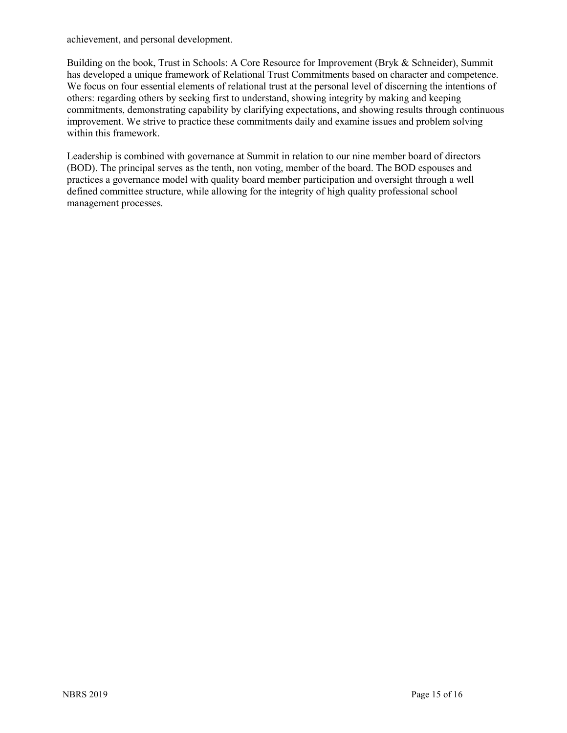achievement, and personal development.

Building on the book, Trust in Schools: A Core Resource for Improvement (Bryk & Schneider), Summit has developed a unique framework of Relational Trust Commitments based on character and competence. We focus on four essential elements of relational trust at the personal level of discerning the intentions of others: regarding others by seeking first to understand, showing integrity by making and keeping commitments, demonstrating capability by clarifying expectations, and showing results through continuous improvement. We strive to practice these commitments daily and examine issues and problem solving within this framework.

Leadership is combined with governance at Summit in relation to our nine member board of directors (BOD). The principal serves as the tenth, non voting, member of the board. The BOD espouses and practices a governance model with quality board member participation and oversight through a well defined committee structure, while allowing for the integrity of high quality professional school management processes.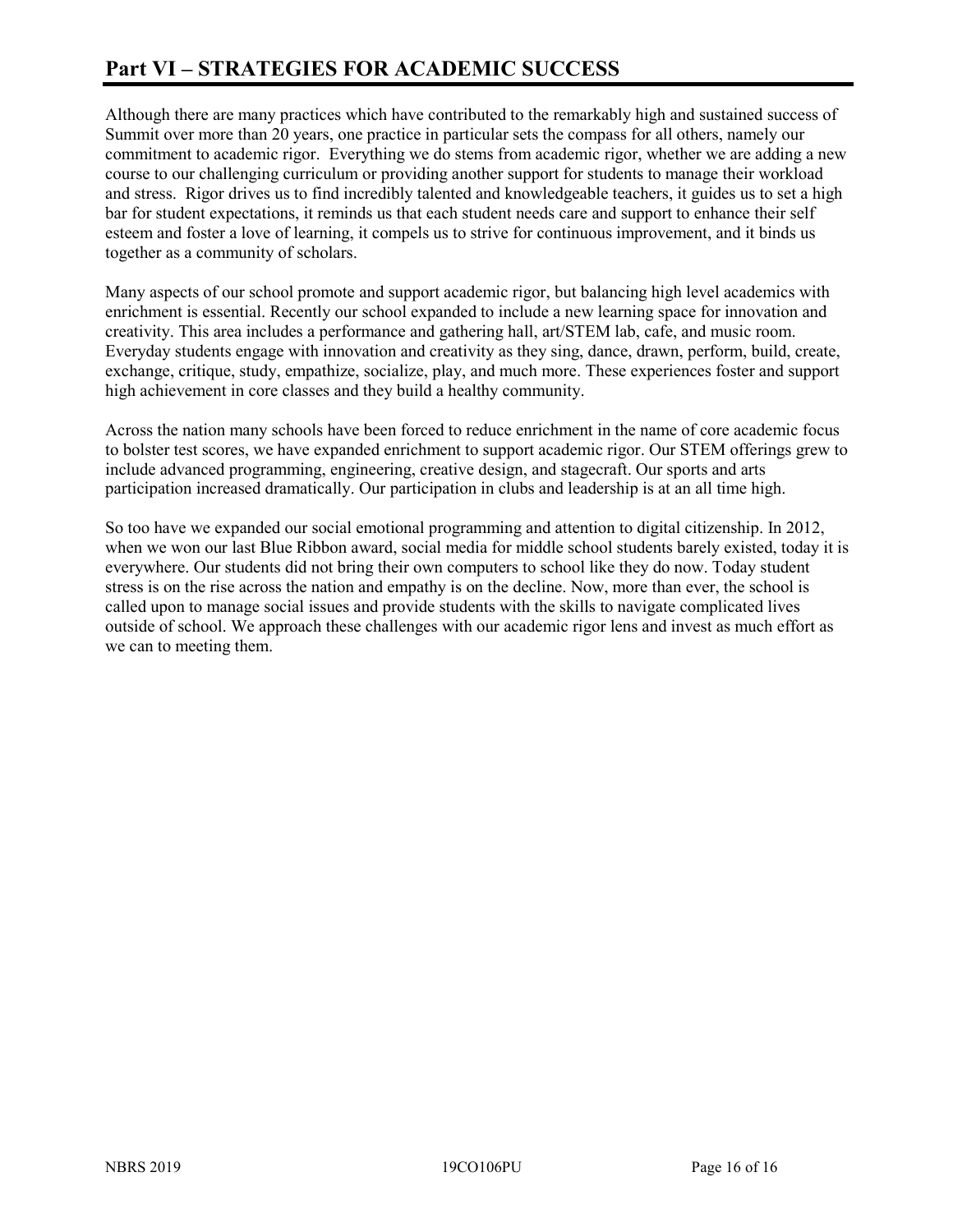# Part VI – STRATEGIES FOR ACADEMIC SUCCESS

Although there are many practices which have contributed to the remarkably high and sustained success of Summit over more than 20 years, one practice in particular sets the compass for all others, namely our commitment to academic rigor. Everything we do stems from academic rigor, whether we are adding a new course to our challenging curriculum or providing another support for students to manage their workload and stress. Rigor drives us to find incredibly talented and knowledgeable teachers, it guides us to set a high bar for student expectations, it reminds us that each student needs care and support to enhance their self esteem and foster a love of learning, it compels us to strive for continuous improvement, and it binds us together as a community of scholars.

Many aspects of our school promote and support academic rigor, but balancing high level academics with enrichment is essential. Recently our school expanded to include a new learning space for innovation and creativity. This area includes a performance and gathering hall, art/STEM lab, cafe, and music room. Everyday students engage with innovation and creativity as they sing, dance, drawn, perform, build, create, exchange, critique, study, empathize, socialize, play, and much more. These experiences foster and support high achievement in core classes and they build a healthy community.

Across the nation many schools have been forced to reduce enrichment in the name of core academic focus to bolster test scores, we have expanded enrichment to support academic rigor. Our STEM offerings grew to include advanced programming, engineering, creative design, and stagecraft. Our sports and arts participation increased dramatically. Our participation in clubs and leadership is at an all time high.

So too have we expanded our social emotional programming and attention to digital citizenship. In 2012, when we won our last Blue Ribbon award, social media for middle school students barely existed, today it is everywhere. Our students did not bring their own computers to school like they do now. Today student stress is on the rise across the nation and empathy is on the decline. Now, more than ever, the school is called upon to manage social issues and provide students with the skills to navigate complicated lives outside of school. We approach these challenges with our academic rigor lens and invest as much effort as we can to meeting them.